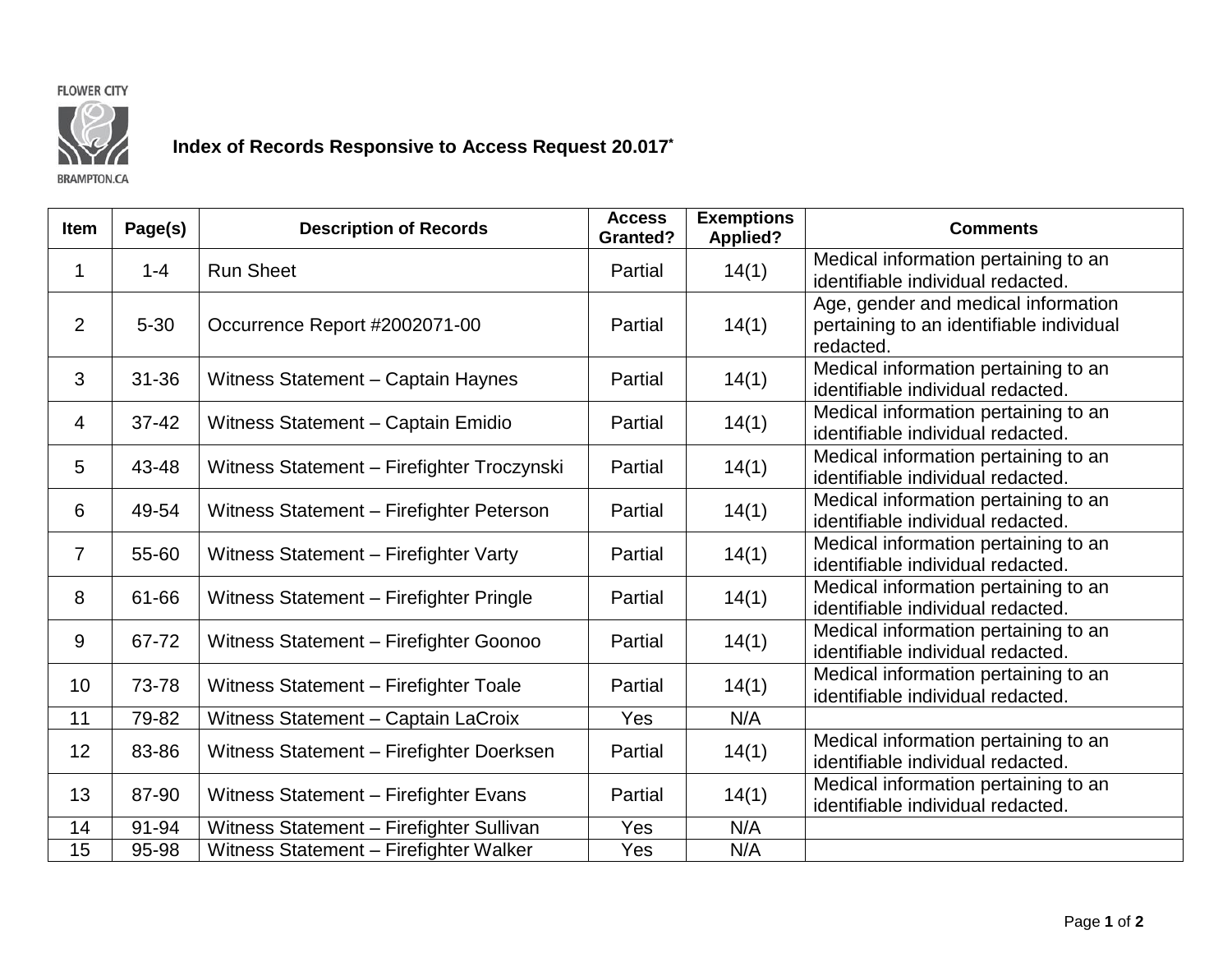FLOWER CITY

BRAMPTON.CA

# Index of Records Responsive to Access Request 20.017*

| Item | Page(s) | Description of Records | Access Granted? | Exemptions Applied? | Comments |
|---|---|---|---|---|---|
| 1 | 1-4 | Run Sheet | Partial | 14(1) | Medical information pertaining to an identifiable individual redacted. |
| 2 | 5-30 | Occurrence Report #2002071-00 | Partial | 14(1) | Age, gender and medical information pertaining to an identifiable individual redacted. |
| 3 | 31-36 | Witness Statement – Captain Haynes | Partial | 14(1) | Medical information pertaining to an identifiable individual redacted. |
| 4 | 37-42 | Witness Statement – Captain Emidio | Partial | 14(1) | Medical information pertaining to an identifiable individual redacted. |
| 5 | 43-48 | Witness Statement – Firefighter Troczynski | Partial | 14(1) | Medical information pertaining to an identifiable individual redacted. |
| 6 | 49-54 | Witness Statement – Firefighter Peterson | Partial | 14(1) | Medical information pertaining to an identifiable individual redacted. |
| 7 | 55-60 | Witness Statement – Firefighter Varty | Partial | 14(1) | Medical information pertaining to an identifiable individual redacted. |
| 8 | 61-66 | Witness Statement – Firefighter Pringle | Partial | 14(1) | Medical information pertaining to an identifiable individual redacted. |
| 9 | 67-72 | Witness Statement – Firefighter Goonoo | Partial | 14(1) | Medical information pertaining to an identifiable individual redacted. |
| 10 | 73-78 | Witness Statement – Firefighter Toale | Partial | 14(1) | Medical information pertaining to an identifiable individual redacted. |
| 11 | 79-82 | Witness Statement – Captain LaCroix | Yes | N/A | |
| 12 | 83-86 | Witness Statement – Firefighter Doerksen | Partial | 14(1) | Medical information pertaining to an identifiable individual redacted. |
| 13 | 87-90 | Witness Statement – Firefighter Evans | Partial | 14(1) | Medical information pertaining to an identifiable individual redacted. |
| 14 | 91-94 | Witness Statement – Firefighter Sullivan | Yes | N/A | |
| 15 | 95-98 | Witness Statement – Firefighter Walker | Yes | N/A | |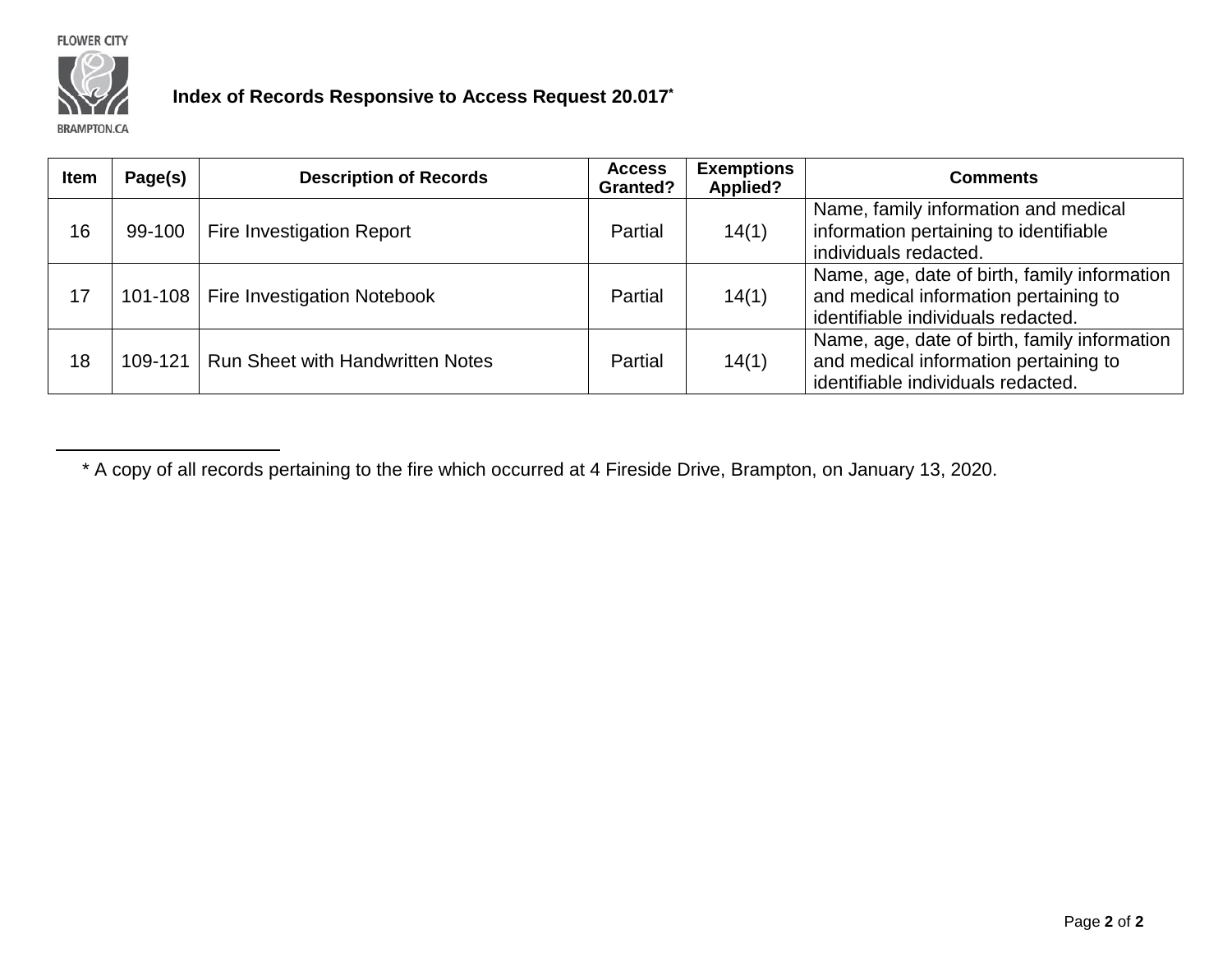FLOWER CITY

BRAMPTON.CA

**Index of Records Responsive to Access Request 20.017***

| Item | Page(s) | Description of Records | Access Granted? | Exemptions Applied? | Comments |
|---|---|---|---|---|---|
| 16 | 99-100 | Fire Investigation Report | Partial | 14(1) | Name, family information and medical information pertaining to identifiable individuals redacted. |
| 17 | 101-108 | Fire Investigation Notebook | Partial | 14(1) | Name, age, date of birth, family information and medical information pertaining to identifiable individuals redacted. |
| 18 | 109-121 | Run Sheet with Handwritten Notes | Partial | 14(1) | Name, age, date of birth, family information and medical information pertaining to identifiable individuals redacted. |

---

* A copy of all records pertaining to the fire which occurred at 4 Fireside Drive, Brampton, on January 13, 2020.